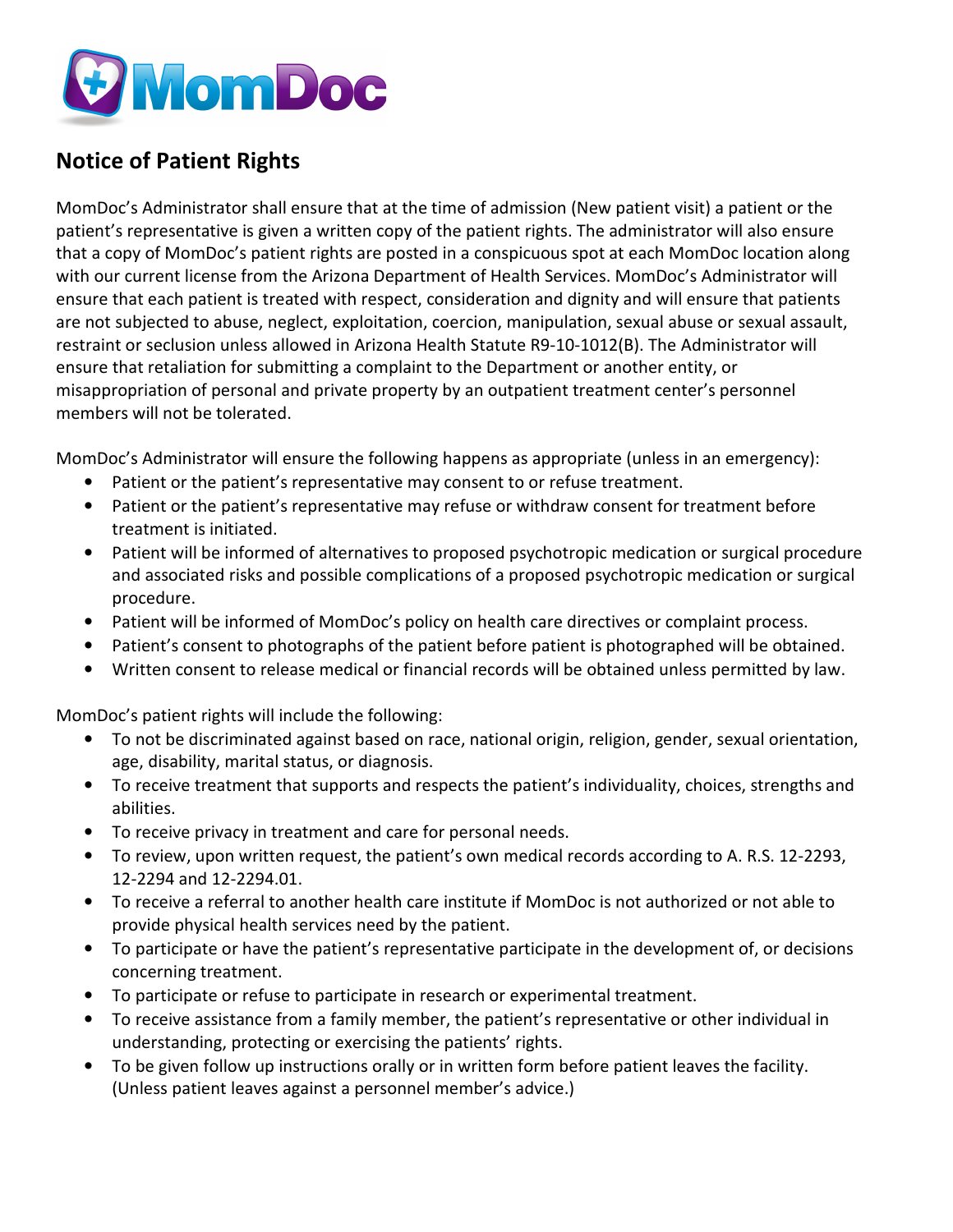MomDoc

## Notice of Patient Rights

MomDoc's Administrator shall ensure that at the time of admission (New patient visit) a patient or the patient's representative is given a written copy of the patient rights. The administrator will also ensure that a copy of MomDoc's patient rights are posted in a conspicuous spot at each MomDoc location along with our current license from the Arizona Department of Health Services. MomDoc's Administrator will ensure that each patient is treated with respect, consideration and dignity and will ensure that patients are not subjected to abuse, neglect, exploitation, coercion, manipulation, sexual abuse or sexual assault, restraint or seclusion unless allowed in Arizona Health Statute R9-10-1012(B). The Administrator will ensure that retaliation for submitting a complaint to the Department or another entity, or misappropriation of personal and private property by an outpatient treatment center's personnel members will not be tolerated.

MomDoc's Administrator will ensure the following happens as appropriate (unless in an emergency):

- Patient or the patient's representative may consent to or refuse treatment.
- Patient or the patient's representative may refuse or withdraw consent for treatment before treatment is initiated.
- Patient will be informed of alternatives to proposed psychotropic medication or surgical procedure and associated risks and possible complications of a proposed psychotropic medication or surgical procedure.
- Patient will be informed of MomDoc's policy on health care directives or complaint process.
- Patient's consent to photographs of the patient before patient is photographed will be obtained.
- Written consent to release medical or financial records will be obtained unless permitted by law.

MomDoc's patient rights will include the following:

- To not be discriminated against based on race, national origin, religion, gender, sexual orientation, age, disability, marital status, or diagnosis.
- To receive treatment that supports and respects the patient's individuality, choices, strengths and abilities.
- To receive privacy in treatment and care for personal needs.
- To review, upon written request, the patient's own medical records according to A. R.S. 12-2293, 12-2294 and 12-2294.01.
- To receive a referral to another health care institute if MomDoc is not authorized or not able to provide physical health services need by the patient.
- To participate or have the patient's representative participate in the development of, or decisions concerning treatment.
- To participate or refuse to participate in research or experimental treatment.
- To receive assistance from a family member, the patient's representative or other individual in understanding, protecting or exercising the patients' rights.
- To be given follow up instructions orally or in written form before patient leaves the facility. (Unless patient leaves against a personnel member's advice.)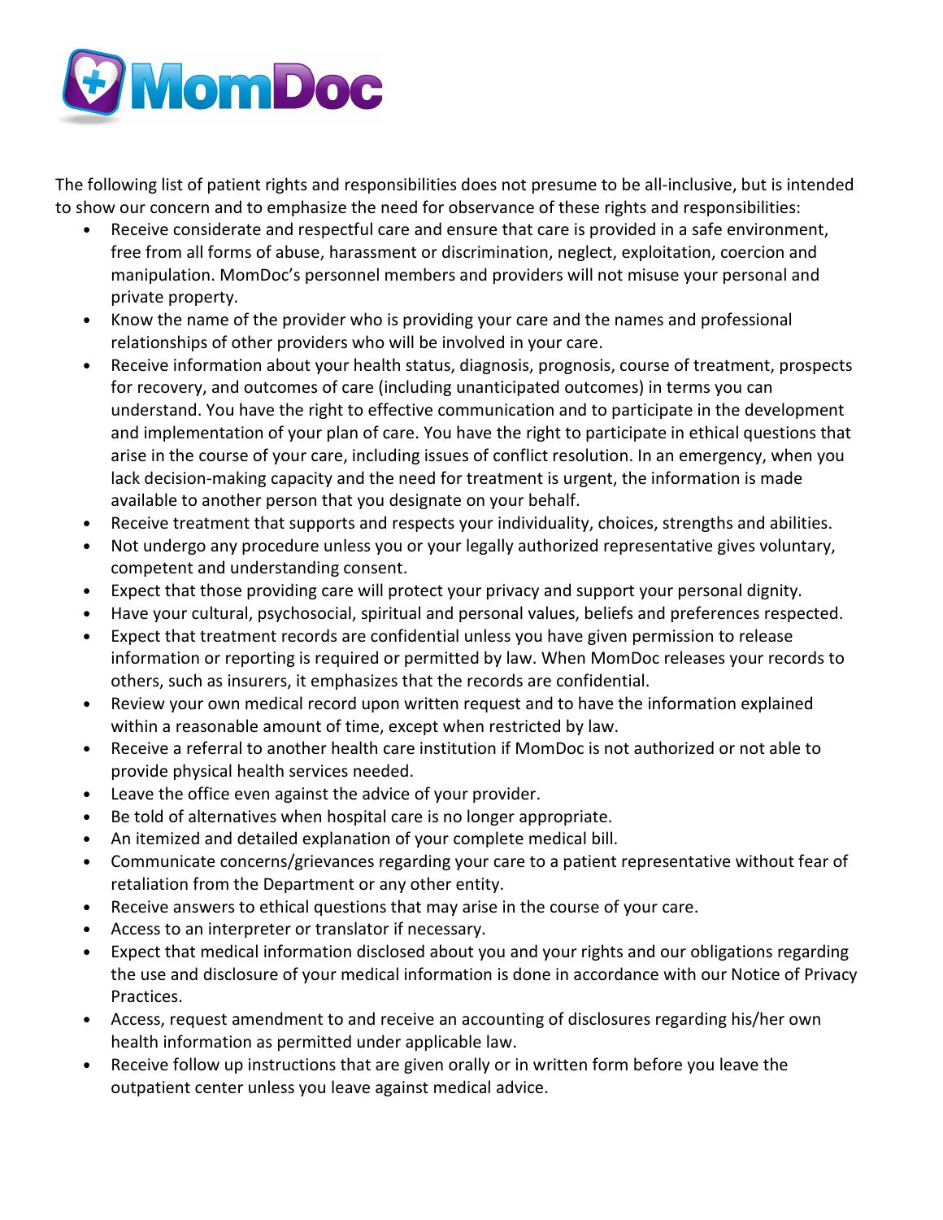The following list of patient rights and responsibilities does not presume to be all-inclusive, but is intended to show our concern and to emphasize the need for observance of these rights and responsibilities:

- Receive considerate and respectful care and ensure that care is provided in a safe environment, free from all forms of abuse, harassment or discrimination, neglect, exploitation, coercion and manipulation. MomDoc's personnel members and providers will not misuse your personal and private property.
- Know the name of the provider who is providing your care and the names and professional relationships of other providers who will be involved in your care.
- Receive information about your health status, diagnosis, prognosis, course of treatment, prospects for recovery, and outcomes of care (including unanticipated outcomes) in terms you can understand. You have the right to effective communication and to participate in the development and implementation of your plan of care. You have the right to participate in ethical questions that arise in the course of your care, including issues of conflict resolution. In an emergency, when you lack decision-making capacity and the need for treatment is urgent, the information is made available to another person that you designate on your behalf.
- Receive treatment that supports and respects your individuality, choices, strengths and abilities.
- Not undergo any procedure unless you or your legally authorized representative gives voluntary, competent and understanding consent.
- Expect that those providing care will protect your privacy and support your personal dignity.
- Have your cultural, psychosocial, spiritual and personal values, beliefs and preferences respected.
- Expect that treatment records are confidential unless you have given permission to release information or reporting is required or permitted by law. When MomDoc releases your records to others, such as insurers, it emphasizes that the records are confidential.
- Review your own medical record upon written request and to have the information explained within a reasonable amount of time, except when restricted by law.
- Receive a referral to another health care institution if MomDoc is not authorized or not able to provide physical health services needed.
- Leave the office even against the advice of your provider.
- Be told of alternatives when hospital care is no longer appropriate.
- An itemized and detailed explanation of your complete medical bill.
- Communicate concerns/grievances regarding your care to a patient representative without fear of retaliation from the Department or any other entity.
- Receive answers to ethical questions that may arise in the course of your care.
- Access to an interpreter or translator if necessary.
- Expect that medical information disclosed about you and your rights and our obligations regarding the use and disclosure of your medical information is done in accordance with our Notice of Privacy Practices.
- Access, request amendment to and receive an accounting of disclosures regarding his/her own health information as permitted under applicable law.
- Receive follow up instructions that are given orally or in written form before you leave the outpatient center unless you leave against medical advice.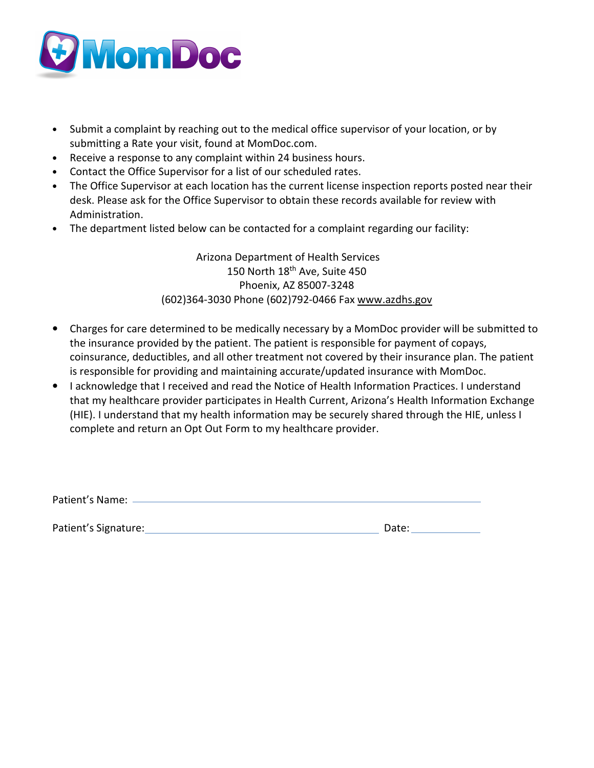- Submit a complaint by reaching out to the medical office supervisor of your location, or by submitting a Rate your visit, found at MomDoc.com.
- Receive a response to any complaint within 24 business hours.
- Contact the Office Supervisor for a list of our scheduled rates.
- The Office Supervisor at each location has the current license inspection reports posted near their desk. Please ask for the Office Supervisor to obtain these records available for review with Administration.
- The department listed below can be contacted for a complaint regarding our facility:

Arizona Department of Health Services
150 North 18th Ave, Suite 450
Phoenix, AZ 85007-3248
(602)364-3030 Phone (602)792-0466 Fax www.azdhs.gov

- Charges for care determined to be medically necessary by a MomDoc provider will be submitted to the insurance provided by the patient. The patient is responsible for payment of copays, coinsurance, deductibles, and all other treatment not covered by their insurance plan. The patient is responsible for providing and maintaining accurate/updated insurance with MomDoc.
- I acknowledge that I received and read the Notice of Health Information Practices. I understand that my healthcare provider participates in Health Current, Arizona's Health Information Exchange (HIE). I understand that my health information may be securely shared through the HIE, unless I complete and return an Opt Out Form to my healthcare provider.

Patient's Name: ______________________________________________

Patient's Signature: ______________________________ Date: __________